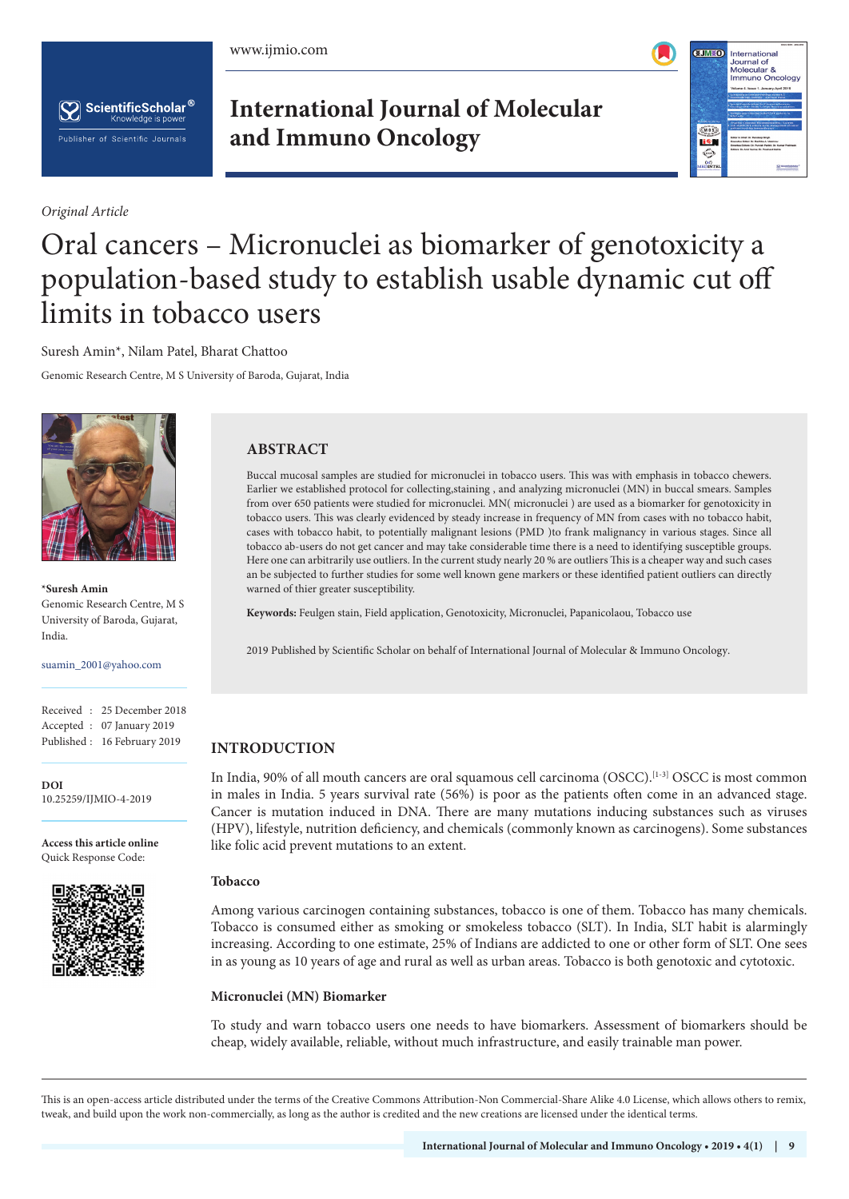*Original Article*

# Oral cancers – Micronuclei as biomarker of genotoxicity a population-based study to establish usable dynamic cut off limits in tobacco users

Suresh Amin*, Nilam Patel, Bharat Chattoo

Genomic Research Centre, M S University of Baroda, Gujarat, India

**\*Suresh Amin**
Genomic Research Centre, M S University of Baroda, Gujarat, India.

suamin_2001@yahoo.com

Received : 25 December 2018
Accepted : 07 January 2019
Published : 16 February 2019

**DOI**
10.25259/IJMIO-4-2019

**Access this article online**
Quick Response Code:

## ABSTRACT

Buccal mucosal samples are studied for micronuclei in tobacco users. This was with emphasis in tobacco chewers. Earlier we established protocol for collecting,staining , and analyzing micronuclei (MN) in buccal smears. Samples from over 650 patients were studied for micronuclei. MN( micronuclei ) are used as a biomarker for genotoxicity in tobacco users. This was clearly evidenced by steady increase in frequency of MN from cases with no tobacco habit, cases with tobacco habit, to potentially malignant lesions (PMD )to frank malignancy in various stages. Since all tobacco ab-users do not get cancer and may take considerable time there is a need to identifying susceptible groups. Here one can arbitrarily use outliers. In the current study nearly 20 % are outliers This is a cheaper way and such cases an be subjected to further studies for some well known gene markers or these identified patient outliers can directly warned of thier greater susceptibility.

**Keywords:** Feulgen stain, Field application, Genotoxicity, Micronuclei, Papanicolaou, Tobacco use

2019 Published by Scientific Scholar on behalf of International Journal of Molecular & Immuno Oncology.

## INTRODUCTION

In India, 90% of all mouth cancers are oral squamous cell carcinoma (OSCC).[1-3] OSCC is most common in males in India. 5 years survival rate (56%) is poor as the patients often come in an advanced stage. Cancer is mutation induced in DNA. There are many mutations inducing substances such as viruses (HPV), lifestyle, nutrition deficiency, and chemicals (commonly known as carcinogens). Some substances like folic acid prevent mutations to an extent.

### Tobacco

Among various carcinogen containing substances, tobacco is one of them. Tobacco has many chemicals. Tobacco is consumed either as smoking or smokeless tobacco (SLT). In India, SLT habit is alarmingly increasing. According to one estimate, 25% of Indians are addicted to one or other form of SLT. One sees in as young as 10 years of age and rural as well as urban areas. Tobacco is both genotoxic and cytotoxic.

### Micronuclei (MN) Biomarker

To study and warn tobacco users one needs to have biomarkers. Assessment of biomarkers should be cheap, widely available, reliable, without much infrastructure, and easily trainable man power.

This is an open-access article distributed under the terms of the Creative Commons Attribution-Non Commercial-Share Alike 4.0 License, which allows others to remix, tweak, and build upon the work non-commercially, as long as the author is credited and the new creations are licensed under the identical terms.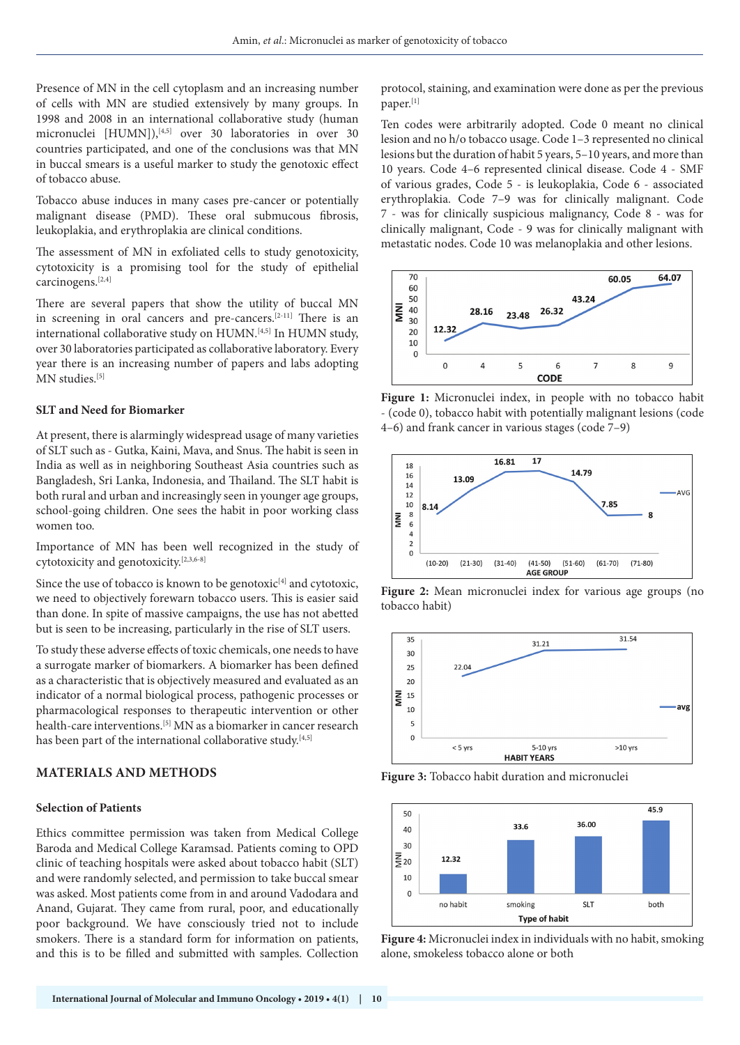Presence of MN in the cell cytoplasm and an increasing number of cells with MN are studied extensively by many groups. In 1998 and 2008 in an international collaborative study (human micronuclei [HUMN]),[4,5] over 30 laboratories in over 30 countries participated, and one of the conclusions was that MN in buccal smears is a useful marker to study the genotoxic effect of tobacco abuse.

Tobacco abuse induces in many cases pre-cancer or potentially malignant disease (PMD). These oral submucous fibrosis, leukoplakia, and erythroplakia are clinical conditions.

The assessment of MN in exfoliated cells to study genotoxicity, cytotoxicity is a promising tool for the study of epithelial carcinogens.[2,4]

There are several papers that show the utility of buccal MN in screening in oral cancers and pre-cancers.[2-11] There is an international collaborative study on HUMN.[4,5] In HUMN study, over 30 laboratories participated as collaborative laboratory. Every year there is an increasing number of papers and labs adopting MN studies.[5]

### SLT and Need for Biomarker

At present, there is alarmingly widespread usage of many varieties of SLT such as - Gutka, Kaini, Mava, and Snus. The habit is seen in India as well as in neighboring Southeast Asia countries such as Bangladesh, Sri Lanka, Indonesia, and Thailand. The SLT habit is both rural and urban and increasingly seen in younger age groups, school-going children. One sees the habit in poor working class women too.

Importance of MN has been well recognized in the study of cytotoxicity and genotoxicity.[2,3,6-8]

Since the use of tobacco is known to be genotoxic[4] and cytotoxic, we need to objectively forewarn tobacco users. This is easier said than done. In spite of massive campaigns, the use has not abetted but is seen to be increasing, particularly in the rise of SLT users.

To study these adverse effects of toxic chemicals, one needs to have a surrogate marker of biomarkers. A biomarker has been defined as a characteristic that is objectively measured and evaluated as an indicator of a normal biological process, pathogenic processes or pharmacological responses to therapeutic intervention or other health-care interventions.[5] MN as a biomarker in cancer research has been part of the international collaborative study.[4,5]

## MATERIALS AND METHODS

### Selection of Patients

Ethics committee permission was taken from Medical College Baroda and Medical College Karamsad. Patients coming to OPD clinic of teaching hospitals were asked about tobacco habit (SLT) and were randomly selected, and permission to take buccal smear was asked. Most patients come from in and around Vadodara and Anand, Gujarat. They came from rural, poor, and educationally poor background. We have consciously tried not to include smokers. There is a standard form for information on patients, and this is to be filled and submitted with samples. Collection protocol, staining, and examination were done as per the previous paper.[1]

Ten codes were arbitrarily adopted. Code 0 meant no clinical lesion and no h/o tobacco usage. Code 1–3 represented no clinical lesions but the duration of habit 5 years, 5–10 years, and more than 10 years. Code 4–6 represented clinical disease. Code 4 - SMF of various grades, Code 5 - is leukoplakia, Code 6 - associated erythroplakia. Code 7–9 was for clinically malignant. Code 7 - was for clinically suspicious malignancy, Code 8 - was for clinically malignant, Code - 9 was for clinically malignant with metastatic nodes. Code 10 was melanoplakia and other lesions.

MNI
70
60
50
40
30
20
10
0
12.32
28.16
23.48
26.32
43.24
60.05
64.07
0 4 5 6 7 8 9
CODE

**Figure 1:** Micronuclei index, in people with no tobacco habit - (code 0), tobacco habit with potentially malignant lesions (code 4–6) and frank cancer in various stages (code 7–9)

MNI
18
16
14
12
10
8
6
4
2
0
8.14
13.09
16.81
17
14.79
7.85
8
AVG
(10-20) (21-30) (31-40) (41-50) (51-60) (61-70) (71-80)
AGE GROUP

**Figure 2:** Mean micronuclei index for various age groups (no tobacco habit)

MNI
35
30
25
20
15
10
5
0
22.04
31.21
31.54
avg
< 5 yrs 5-10 yrs >10 yrs
HABIT YEARS

**Figure 3:** Tobacco habit duration and micronuclei

MNI
50
40
30
20
10
0
12.32
33.6
36.00
45.9
no habit smoking SLT both
Type of habit

**Figure 4:** Micronuclei index in individuals with no habit, smoking alone, smokeless tobacco alone or both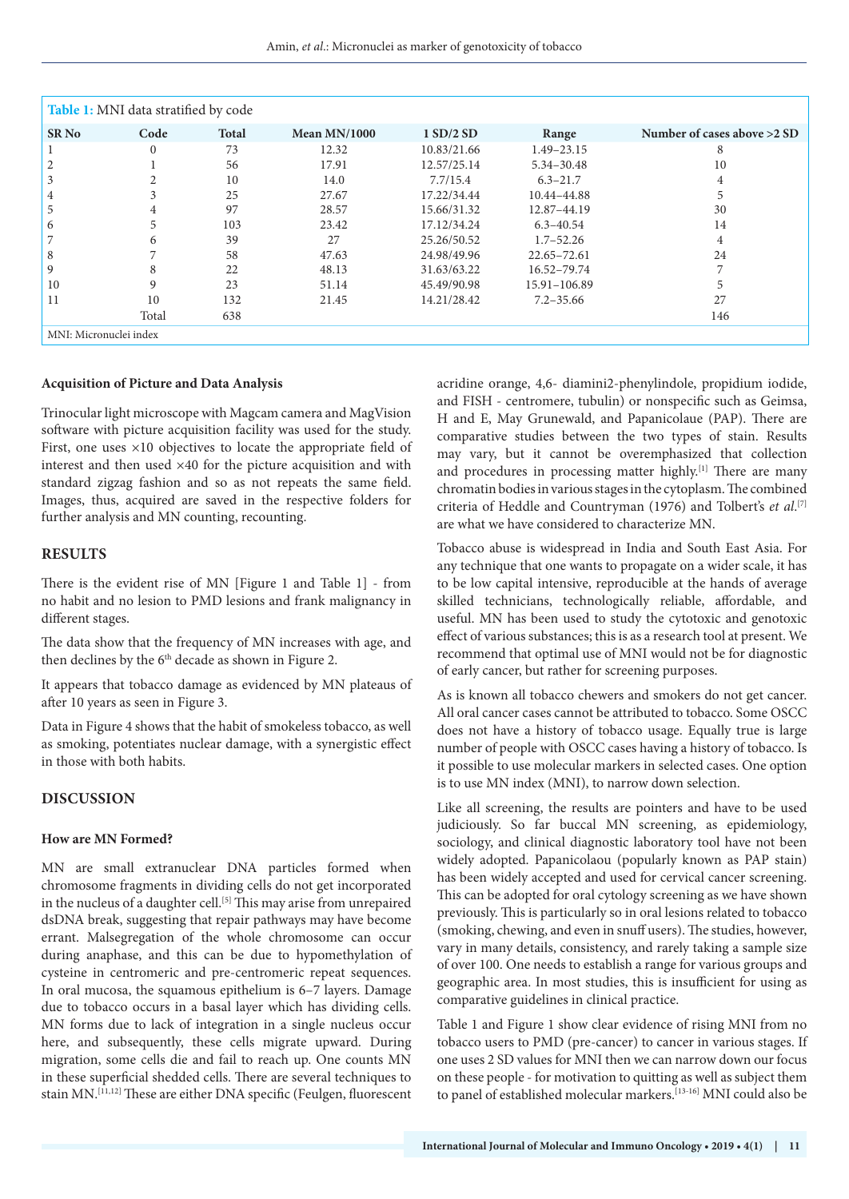**Table 1:** MNI data stratified by code

| SR No | Code | Total | Mean MN/1000 | 1 SD/2 SD | Range | Number of cases above >2 SD |
|---|---|---|---|---|---|---|
| 1 | 0 | 73 | 12.32 | 10.83/21.66 | 1.49–23.15 | 8 |
| 2 | 1 | 56 | 17.91 | 12.57/25.14 | 5.34–30.48 | 10 |
| 3 | 2 | 10 | 14.0 | 7.7/15.4 | 6.3–21.7 | 4 |
| 4 | 3 | 25 | 27.67 | 17.22/34.44 | 10.44–44.88 | 5 |
| 5 | 4 | 97 | 28.57 | 15.66/31.32 | 12.87–44.19 | 30 |
| 6 | 5 | 103 | 23.42 | 17.12/34.24 | 6.3–40.54 | 14 |
| 7 | 6 | 39 | 27 | 25.26/50.52 | 1.7–52.26 | 4 |
| 8 | 7 | 58 | 47.63 | 24.98/49.96 | 22.65–72.61 | 24 |
| 9 | 8 | 22 | 48.13 | 31.63/63.22 | 16.52–79.74 | 7 |
| 10 | 9 | 23 | 51.14 | 45.49/90.98 | 15.91–106.89 | 5 |
| 11 | 10 | 132 | 21.45 | 14.21/28.42 | 7.2–35.66 | 27 |
| | Total | 638 | | | | 146 |

MNI: Micronuclei index

**Acquisition of Picture and Data Analysis**

Trinocular light microscope with Magcam camera and MagVision software with picture acquisition facility was used for the study. First, one uses ×10 objectives to locate the appropriate field of interest and then used ×40 for the picture acquisition and with standard zigzag fashion and so as not repeats the same field. Images, thus, acquired are saved in the respective folders for further analysis and MN counting, recounting.

## RESULTS

There is the evident rise of MN [Figure 1 and Table 1] - from no habit and no lesion to PMD lesions and frank malignancy in different stages.

The data show that the frequency of MN increases with age, and then declines by the 6th decade as shown in Figure 2.

It appears that tobacco damage as evidenced by MN plateaus of after 10 years as seen in Figure 3.

Data in Figure 4 shows that the habit of smokeless tobacco, as well as smoking, potentiates nuclear damage, with a synergistic effect in those with both habits.

## DISCUSSION

### How are MN Formed?

MN are small extranuclear DNA particles formed when chromosome fragments in dividing cells do not get incorporated in the nucleus of a daughter cell.[5] This may arise from unrepaired dsDNA break, suggesting that repair pathways may have become errant. Malsegregation of the whole chromosome can occur during anaphase, and this can be due to hypomethylation of cysteine in centromeric and pre-centromeric repeat sequences. In oral mucosa, the squamous epithelium is 6–7 layers. Damage due to tobacco occurs in a basal layer which has dividing cells. MN forms due to lack of integration in a single nucleus occur here, and subsequently, these cells migrate upward. During migration, some cells die and fail to reach up. One counts MN in these superficial shedded cells. There are several techniques to stain MN.[11,12] These are either DNA specific (Feulgen, fluorescent acridine orange, 4,6- diamini2-phenylindole, propidium iodide, and FISH - centromere, tubulin) or nonspecific such as Geimsa, H and E, May Grunewald, and Papanicolaue (PAP). There are comparative studies between the two types of stain. Results may vary, but it cannot be overemphasized that collection and procedures in processing matter highly.[1] There are many chromatin bodies in various stages in the cytoplasm. The combined criteria of Heddle and Countryman (1976) and Tolbert's *et al*.[7] are what we have considered to characterize MN.

Tobacco abuse is widespread in India and South East Asia. For any technique that one wants to propagate on a wider scale, it has to be low capital intensive, reproducible at the hands of average skilled technicians, technologically reliable, affordable, and useful. MN has been used to study the cytotoxic and genotoxic effect of various substances; this is as a research tool at present. We recommend that optimal use of MNI would not be for diagnostic of early cancer, but rather for screening purposes.

As is known all tobacco chewers and smokers do not get cancer. All oral cancer cases cannot be attributed to tobacco. Some OSCC does not have a history of tobacco usage. Equally true is large number of people with OSCC cases having a history of tobacco. Is it possible to use molecular markers in selected cases. One option is to use MN index (MNI), to narrow down selection.

Like all screening, the results are pointers and have to be used judiciously. So far buccal MN screening, as epidemiology, sociology, and clinical diagnostic laboratory tool have not been widely adopted. Papanicolaou (popularly known as PAP stain) has been widely accepted and used for cervical cancer screening. This can be adopted for oral cytology screening as we have shown previously. This is particularly so in oral lesions related to tobacco (smoking, chewing, and even in snuff users). The studies, however, vary in many details, consistency, and rarely taking a sample size of over 100. One needs to establish a range for various groups and geographic area. In most studies, this is insufficient for using as comparative guidelines in clinical practice.

Table 1 and Figure 1 show clear evidence of rising MNI from no tobacco users to PMD (pre-cancer) to cancer in various stages. If one uses 2 SD values for MNI then we can narrow down our focus on these people - for motivation to quitting as well as subject them to panel of established molecular markers.[13-16] MNI could also be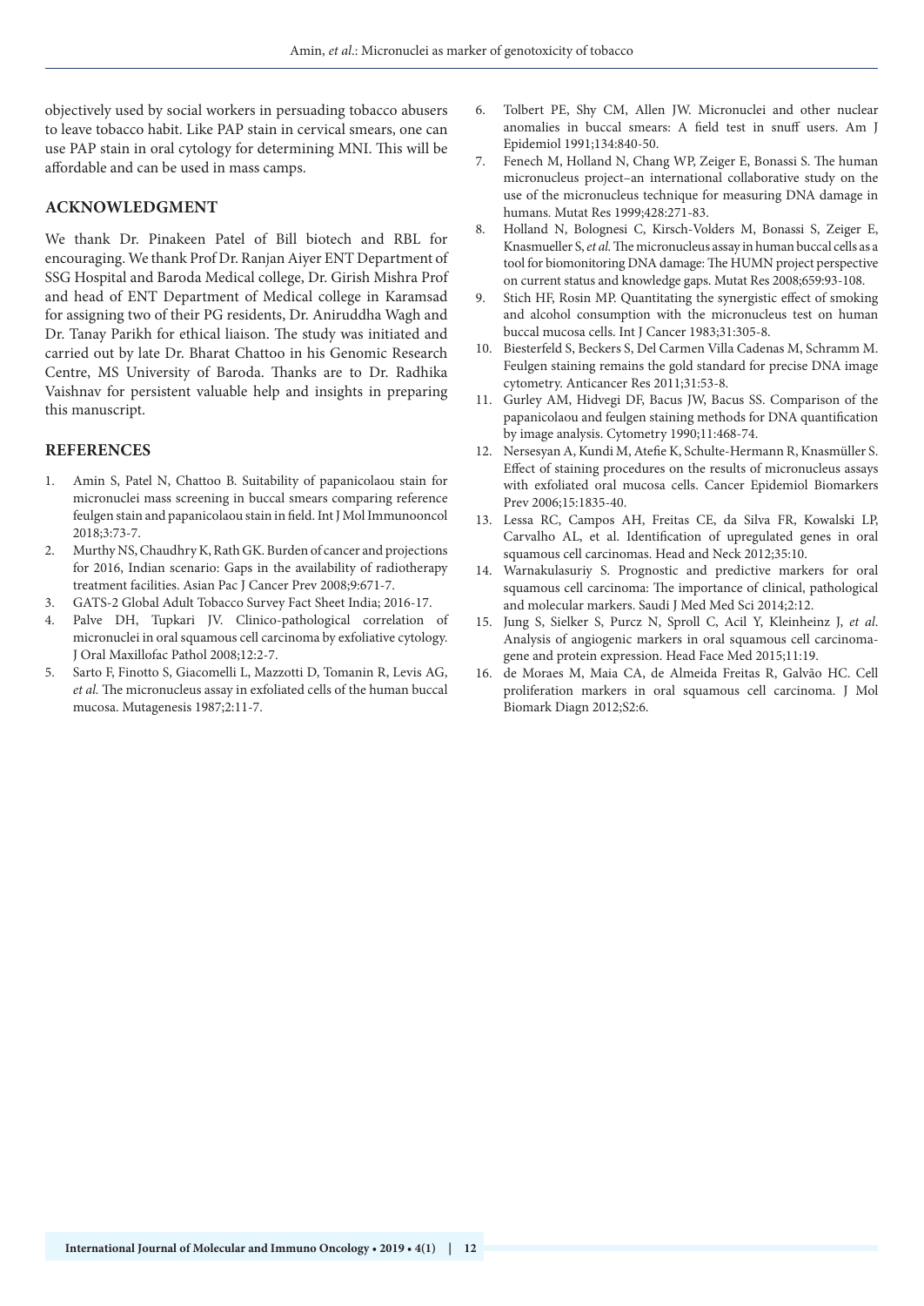objectively used by social workers in persuading tobacco abusers to leave tobacco habit. Like PAP stain in cervical smears, one can use PAP stain in oral cytology for determining MNI. This will be affordable and can be used in mass camps.

## ACKNOWLEDGMENT

We thank Dr. Pinakeen Patel of Bill biotech and RBL for encouraging. We thank Prof Dr. Ranjan Aiyer ENT Department of SSG Hospital and Baroda Medical college, Dr. Girish Mishra Prof and head of ENT Department of Medical college in Karamsad for assigning two of their PG residents, Dr. Aniruddha Wagh and Dr. Tanay Parikh for ethical liaison. The study was initiated and carried out by late Dr. Bharat Chattoo in his Genomic Research Centre, MS University of Baroda. Thanks are to Dr. Radhika Vaishnav for persistent valuable help and insights in preparing this manuscript.

## REFERENCES

1. Amin S, Patel N, Chattoo B. Suitability of papanicolaou stain for micronuclei mass screening in buccal smears comparing reference feulgen stain and papanicolaou stain in field. Int J Mol Immunooncol 2018;3:73-7.
2. Murthy NS, Chaudhry K, Rath GK. Burden of cancer and projections for 2016, Indian scenario: Gaps in the availability of radiotherapy treatment facilities. Asian Pac J Cancer Prev 2008;9:671-7.
3. GATS-2 Global Adult Tobacco Survey Fact Sheet India; 2016-17.
4. Palve DH, Tupkari JV. Clinico-pathological correlation of micronuclei in oral squamous cell carcinoma by exfoliative cytology. J Oral Maxillofac Pathol 2008;12:2-7.
5. Sarto F, Finotto S, Giacomelli L, Mazzotti D, Tomanin R, Levis AG, *et al.* The micronucleus assay in exfoliated cells of the human buccal mucosa. Mutagenesis 1987;2:11-7.
6. Tolbert PE, Shy CM, Allen JW. Micronuclei and other nuclear anomalies in buccal smears: A field test in snuff users. Am J Epidemiol 1991;134:840-50.
7. Fenech M, Holland N, Chang WP, Zeiger E, Bonassi S. The human micronucleus project–an international collaborative study on the use of the micronucleus technique for measuring DNA damage in humans. Mutat Res 1999;428:271-83.
8. Holland N, Bolognesi C, Kirsch-Volders M, Bonassi S, Zeiger E, Knasmueller S, *et al.* The micronucleus assay in human buccal cells as a tool for biomonitoring DNA damage: The HUMN project perspective on current status and knowledge gaps. Mutat Res 2008;659:93-108.
9. Stich HF, Rosin MP. Quantitating the synergistic effect of smoking and alcohol consumption with the micronucleus test on human buccal mucosa cells. Int J Cancer 1983;31:305-8.
10. Biesterfeld S, Beckers S, Del Carmen Villa Cadenas M, Schramm M. Feulgen staining remains the gold standard for precise DNA image cytometry. Anticancer Res 2011;31:53-8.
11. Gurley AM, Hidvegi DF, Bacus JW, Bacus SS. Comparison of the papanicolaou and feulgen staining methods for DNA quantification by image analysis. Cytometry 1990;11:468-74.
12. Nersesyan A, Kundi M, Atefie K, Schulte-Hermann R, Knasmüller S. Effect of staining procedures on the results of micronucleus assays with exfoliated oral mucosa cells. Cancer Epidemiol Biomarkers Prev 2006;15:1835-40.
13. Lessa RC, Campos AH, Freitas CE, da Silva FR, Kowalski LP, Carvalho AL, et al. Identification of upregulated genes in oral squamous cell carcinomas. Head and Neck 2012;35:10.
14. Warnakulasuriy S. Prognostic and predictive markers for oral squamous cell carcinoma: The importance of clinical, pathological and molecular markers. Saudi J Med Med Sci 2014;2:12.
15. Jung S, Sielker S, Purcz N, Sproll C, Acil Y, Kleinheinz J, *et al.* Analysis of angiogenic markers in oral squamous cell carcinoma-gene and protein expression. Head Face Med 2015;11:19.
16. de Moraes M, Maia CA, de Almeida Freitas R, Galvão HC. Cell proliferation markers in oral squamous cell carcinoma. J Mol Biomark Diagn 2012;S2:6.